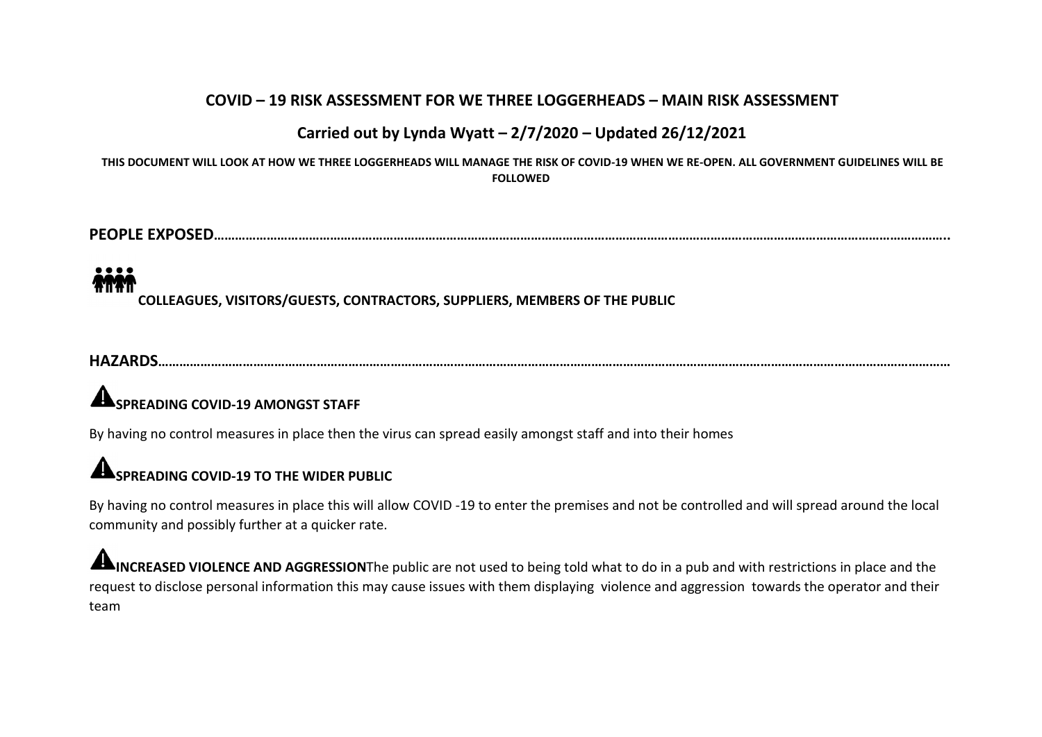# COVID – 19 RISK ASSESSMENT FOR WE THREE LOGGERHEADS – MAIN RISK ASSESSMENT

## Carried out by Lynda Wyatt – 2/7/2020 – Updated 26/12/2021

**THIS DOCUMENT WILL LOOK AT HOW WE THREE LOGGERHEADS WILL MANAGE THE RISK OF COVID-19 WHEN WE RE-OPEN. ALL GOVERNMENT GUIDELINES WILL BE FOLLOWED**

**PEOPLE EXPOSED……………………………………………………………………………………………………………………………………………………………………………..**

**COLLEAGUES, VISITORS/GUESTS, CONTRACTORS, SUPPLIERS, MEMBERS OF THE PUBLIC**

**HAZARDS……………………………………………………………………………………………………………………………………………………………………………………**

**SPREADING COVID-19 AMONGST STAFF**

By having no control measures in place then the virus can spread easily amongst staff and into their homes

**SPREADING COVID-19 TO THE WIDER PUBLIC**

By having no control measures in place this will allow COVID -19 to enter the premises and not be controlled and will spread around the local community and possibly further at a quicker rate.

**INCREASED VIOLENCE AND AGGRESSION** The public are not used to being told what to do in a pub and with restrictions in place and the request to disclose personal information this may cause issues with them displaying violence and aggression towards the operator and their team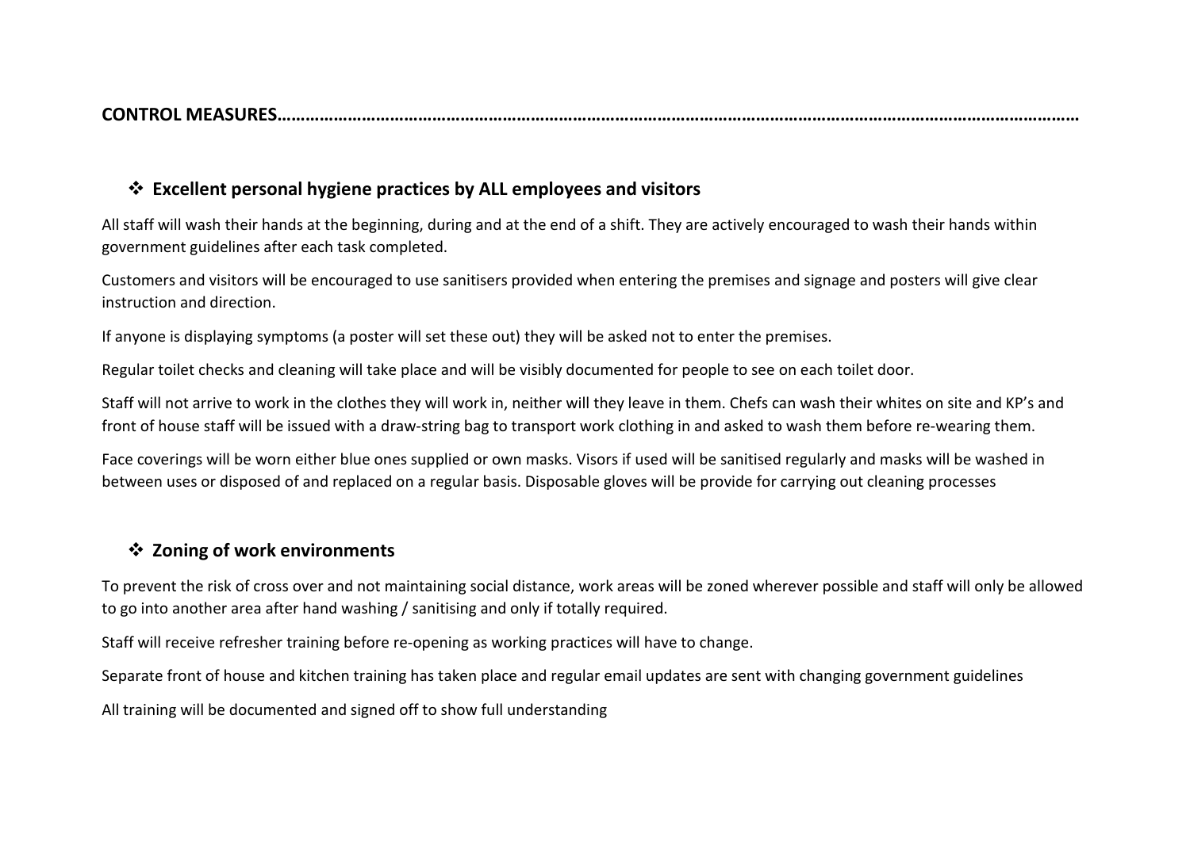**CONTROL MEASURES………………………………………………………………………………………………………………………………………………………**

### ❖ Excellent personal hygiene practices by ALL employees and visitors

All staff will wash their hands at the beginning, during and at the end of a shift. They are actively encouraged to wash their hands within government guidelines after each task completed.

Customers and visitors will be encouraged to use sanitisers provided when entering the premises and signage and posters will give clear instruction and direction.

If anyone is displaying symptoms (a poster will set these out) they will be asked not to enter the premises.

Regular toilet checks and cleaning will take place and will be visibly documented for people to see on each toilet door.

Staff will not arrive to work in the clothes they will work in, neither will they leave in them. Chefs can wash their whites on site and KP's and front of house staff will be issued with a draw-string bag to transport work clothing in and asked to wash them before re-wearing them.

Face coverings will be worn either blue ones supplied or own masks. Visors if used will be sanitised regularly and masks will be washed in between uses or disposed of and replaced on a regular basis. Disposable gloves will be provide for carrying out cleaning processes

### ❖ Zoning of work environments

To prevent the risk of cross over and not maintaining social distance, work areas will be zoned wherever possible and staff will only be allowed to go into another area after hand washing / sanitising and only if totally required.

Staff will receive refresher training before re-opening as working practices will have to change.

Separate front of house and kitchen training has taken place and regular email updates are sent with changing government guidelines

All training will be documented and signed off to show full understanding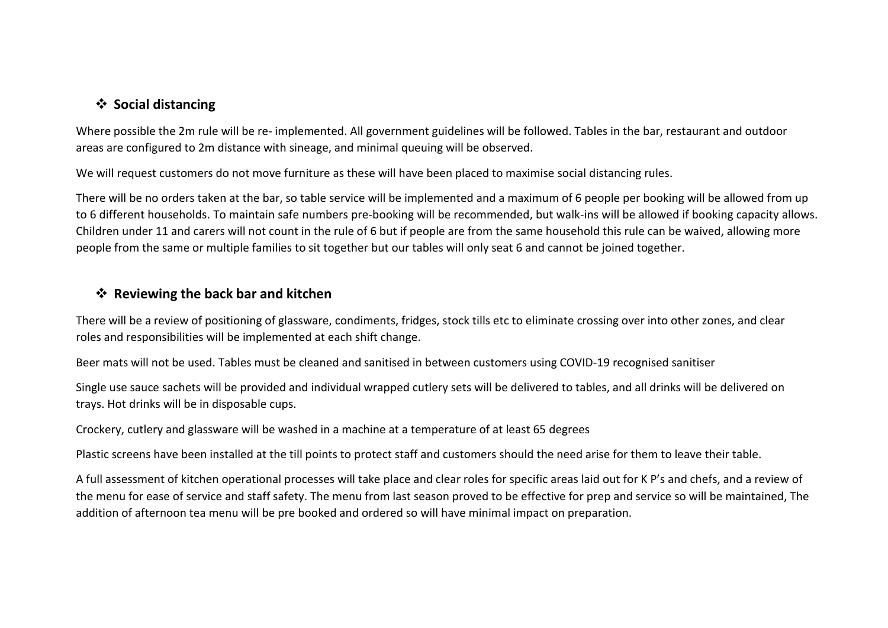## ❖ Social distancing

Where possible the 2m rule will be re- implemented. All government guidelines will be followed. Tables in the bar, restaurant and outdoor areas are configured to 2m distance with sineage, and minimal queuing will be observed.

We will request customers do not move furniture as these will have been placed to maximise social distancing rules.

There will be no orders taken at the bar, so table service will be implemented and a maximum of 6 people per booking will be allowed from up to 6 different households. To maintain safe numbers pre-booking will be recommended, but walk-ins will be allowed if booking capacity allows. Children under 11 and carers will not count in the rule of 6 but if people are from the same household this rule can be waived, allowing more people from the same or multiple families to sit together but our tables will only seat 6 and cannot be joined together.

## ❖ Reviewing the back bar and kitchen

There will be a review of positioning of glassware, condiments, fridges, stock tills etc to eliminate crossing over into other zones, and clear roles and responsibilities will be implemented at each shift change.

Beer mats will not be used. Tables must be cleaned and sanitised in between customers using COVID-19 recognised sanitiser

Single use sauce sachets will be provided and individual wrapped cutlery sets will be delivered to tables, and all drinks will be delivered on trays. Hot drinks will be in disposable cups.

Crockery, cutlery and glassware will be washed in a machine at a temperature of at least 65 degrees

Plastic screens have been installed at the till points to protect staff and customers should the need arise for them to leave their table.

A full assessment of kitchen operational processes will take place and clear roles for specific areas laid out for K P's and chefs, and a review of the menu for ease of service and staff safety. The menu from last season proved to be effective for prep and service so will be maintained, The addition of afternoon tea menu will be pre booked and ordered so will have minimal impact on preparation.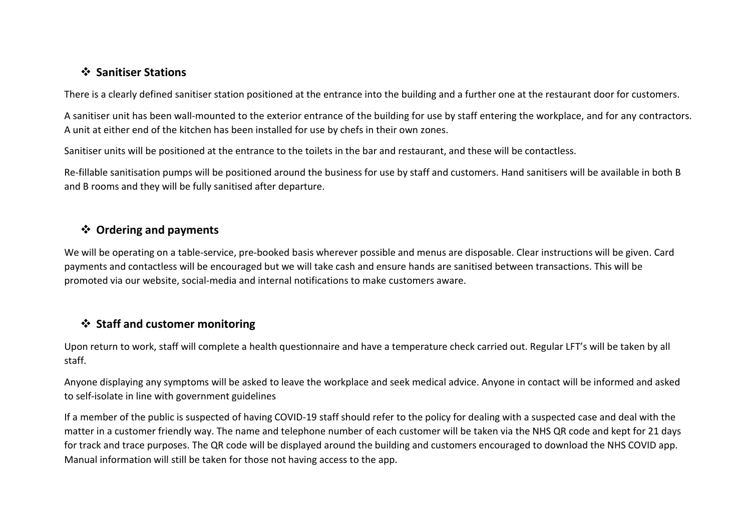## ❖ Sanitiser Stations

There is a clearly defined sanitiser station positioned at the entrance into the building and a further one at the restaurant door for customers.

A sanitiser unit has been wall-mounted to the exterior entrance of the building for use by staff entering the workplace, and for any contractors. A unit at either end of the kitchen has been installed for use by chefs in their own zones.

Sanitiser units will be positioned at the entrance to the toilets in the bar and restaurant, and these will be contactless.

Re-fillable sanitisation pumps will be positioned around the business for use by staff and customers. Hand sanitisers will be available in both B and B rooms and they will be fully sanitised after departure.

## ❖ Ordering and payments

We will be operating on a table-service, pre-booked basis wherever possible and menus are disposable. Clear instructions will be given. Card payments and contactless will be encouraged but we will take cash and ensure hands are sanitised between transactions. This will be promoted via our website, social-media and internal notifications to make customers aware.

## ❖ Staff and customer monitoring

Upon return to work, staff will complete a health questionnaire and have a temperature check carried out. Regular LFT's will be taken by all staff.

Anyone displaying any symptoms will be asked to leave the workplace and seek medical advice. Anyone in contact will be informed and asked to self-isolate in line with government guidelines

If a member of the public is suspected of having COVID-19 staff should refer to the policy for dealing with a suspected case and deal with the matter in a customer friendly way. The name and telephone number of each customer will be taken via the NHS QR code and kept for 21 days for track and trace purposes. The QR code will be displayed around the building and customers encouraged to download the NHS COVID app. Manual information will still be taken for those not having access to the app.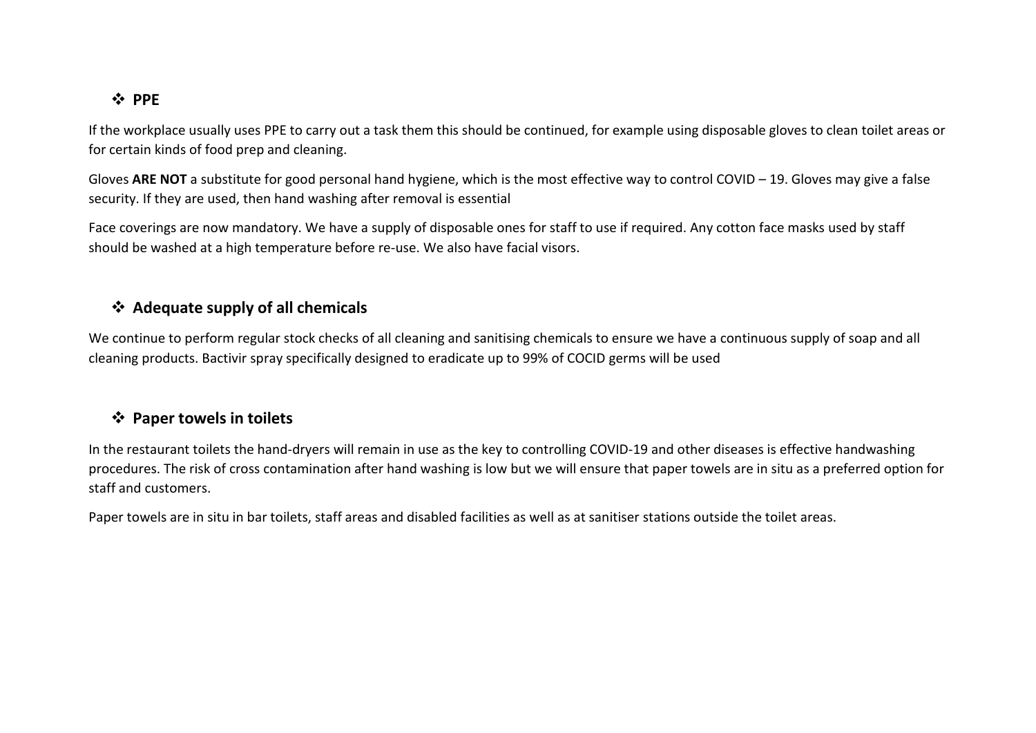- ❖ **PPE**

If the workplace usually uses PPE to carry out a task them this should be continued, for example using disposable gloves to clean toilet areas or for certain kinds of food prep and cleaning.

Gloves **ARE NOT** a substitute for good personal hand hygiene, which is the most effective way to control COVID – 19. Gloves may give a false security. If they are used, then hand washing after removal is essential

Face coverings are now mandatory. We have a supply of disposable ones for staff to use if required. Any cotton face masks used by staff should be washed at a high temperature before re-use. We also have facial visors.

- ❖ **Adequate supply of all chemicals**

We continue to perform regular stock checks of all cleaning and sanitising chemicals to ensure we have a continuous supply of soap and all cleaning products. Bactivir spray specifically designed to eradicate up to 99% of COCID germs will be used

- ❖ **Paper towels in toilets**

In the restaurant toilets the hand-dryers will remain in use as the key to controlling COVID-19 and other diseases is effective handwashing procedures. The risk of cross contamination after hand washing is low but we will ensure that paper towels are in situ as a preferred option for staff and customers.

Paper towels are in situ in bar toilets, staff areas and disabled facilities as well as at sanitiser stations outside the toilet areas.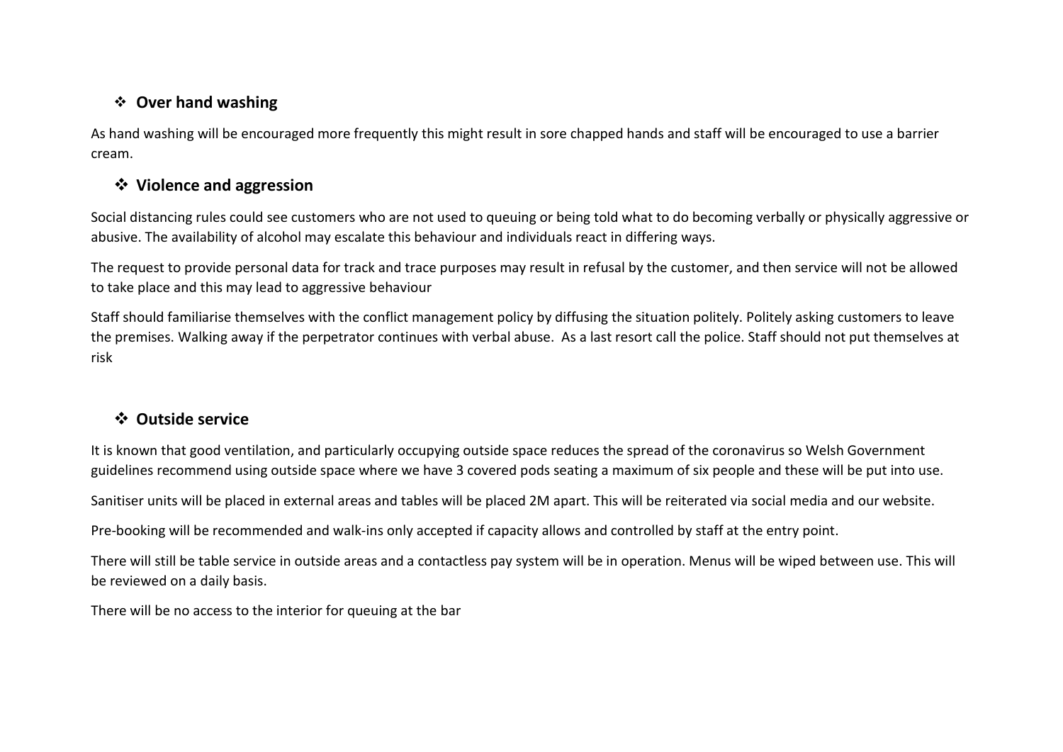## ❖ Over hand washing

As hand washing will be encouraged more frequently this might result in sore chapped hands and staff will be encouraged to use a barrier cream.

## ❖ Violence and aggression

Social distancing rules could see customers who are not used to queuing or being told what to do becoming verbally or physically aggressive or abusive. The availability of alcohol may escalate this behaviour and individuals react in differing ways.

The request to provide personal data for track and trace purposes may result in refusal by the customer, and then service will not be allowed to take place and this may lead to aggressive behaviour

Staff should familiarise themselves with the conflict management policy by diffusing the situation politely. Politely asking customers to leave the premises. Walking away if the perpetrator continues with verbal abuse. As a last resort call the police. Staff should not put themselves at risk

## ❖ Outside service

It is known that good ventilation, and particularly occupying outside space reduces the spread of the coronavirus so Welsh Government guidelines recommend using outside space where we have 3 covered pods seating a maximum of six people and these will be put into use.

Sanitiser units will be placed in external areas and tables will be placed 2M apart. This will be reiterated via social media and our website.

Pre-booking will be recommended and walk-ins only accepted if capacity allows and controlled by staff at the entry point.

There will still be table service in outside areas and a contactless pay system will be in operation. Menus will be wiped between use. This will be reviewed on a daily basis.

There will be no access to the interior for queuing at the bar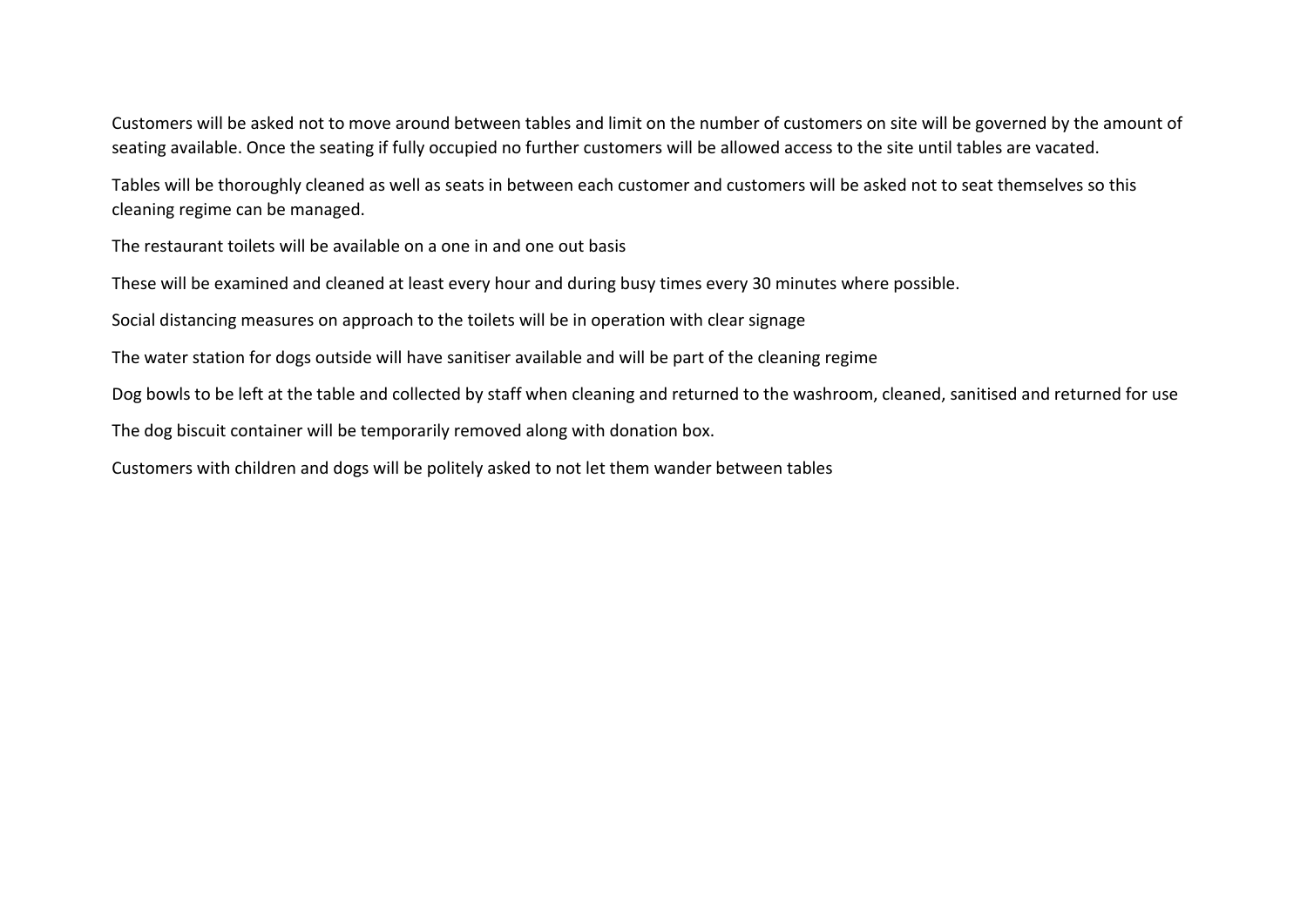Customers will be asked not to move around between tables and limit on the number of customers on site will be governed by the amount of seating available. Once the seating if fully occupied no further customers will be allowed access to the site until tables are vacated.

Tables will be thoroughly cleaned as well as seats in between each customer and customers will be asked not to seat themselves so this cleaning regime can be managed.

The restaurant toilets will be available on a one in and one out basis

These will be examined and cleaned at least every hour and during busy times every 30 minutes where possible.

Social distancing measures on approach to the toilets will be in operation with clear signage

The water station for dogs outside will have sanitiser available and will be part of the cleaning regime

Dog bowls to be left at the table and collected by staff when cleaning and returned to the washroom, cleaned, sanitised and returned for use

The dog biscuit container will be temporarily removed along with donation box.

Customers with children and dogs will be politely asked to not let them wander between tables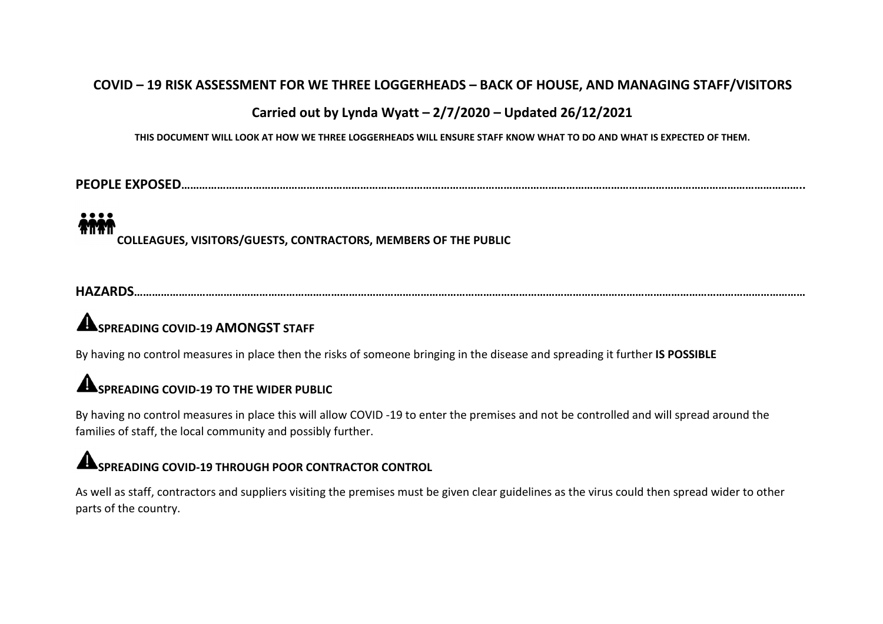**COVID – 19 RISK ASSESSMENT FOR WE THREE LOGGERHEADS – BACK OF HOUSE, AND MANAGING STAFF/VISITORS**

**Carried out by Lynda Wyatt – 2/7/2020 – Updated 26/12/2021**

**THIS DOCUMENT WILL LOOK AT HOW WE THREE LOGGERHEADS WILL ENSURE STAFF KNOW WHAT TO DO AND WHAT IS EXPECTED OF THEM.**

**PEOPLE EXPOSED…………………………………………………………………………………………………………………………………………………………………………..**

**COLLEAGUES, VISITORS/GUESTS, CONTRACTORS, MEMBERS OF THE PUBLIC**

**HAZARDS……………………………………………………………………………………………………………………………………………………………………………………**

**SPREADING COVID-19 AMONGST STAFF**

By having no control measures in place then the risks of someone bringing in the disease and spreading it further **IS POSSIBLE**

**SPREADING COVID-19 TO THE WIDER PUBLIC**

By having no control measures in place this will allow COVID -19 to enter the premises and not be controlled and will spread around the families of staff, the local community and possibly further.

**SPREADING COVID-19 THROUGH POOR CONTRACTOR CONTROL**

As well as staff, contractors and suppliers visiting the premises must be given clear guidelines as the virus could then spread wider to other parts of the country.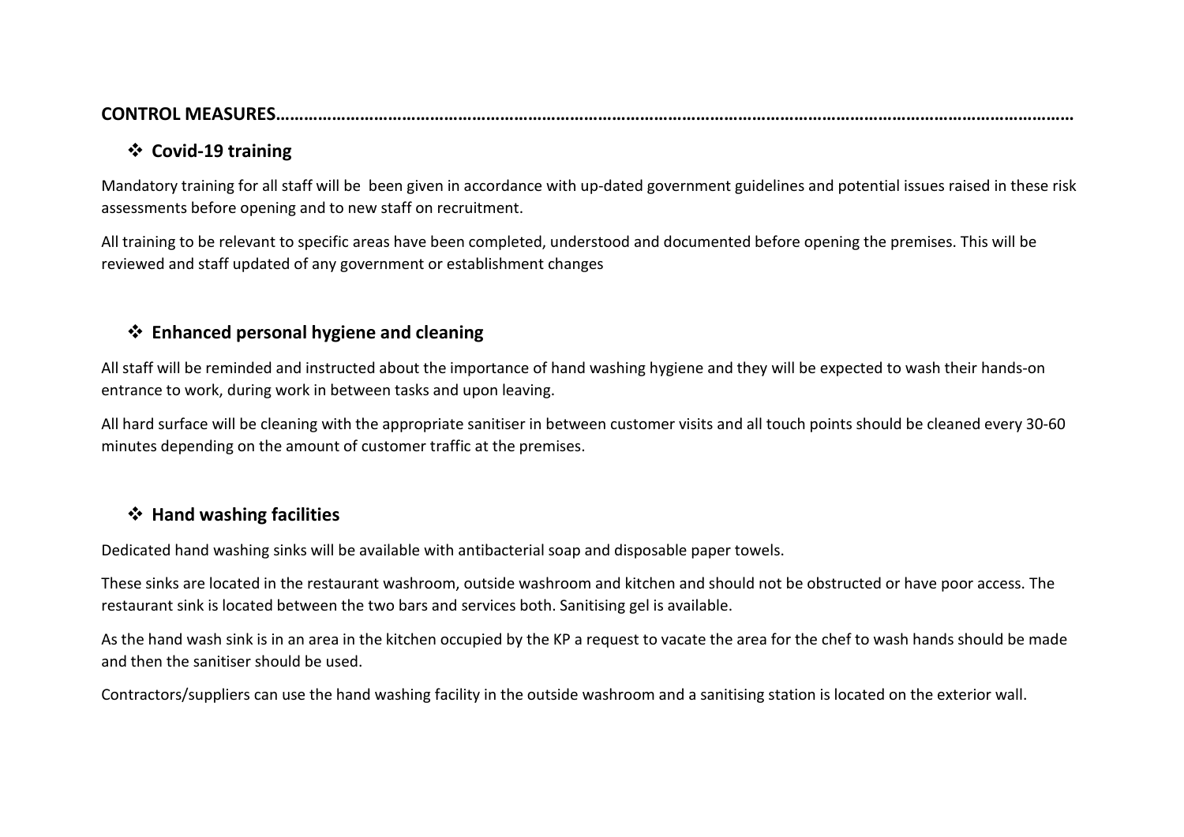**CONTROL MEASURES………………………………………………………………………………………………………………………………………………………**

- ❖ **Covid-19 training**

Mandatory training for all staff will be  been given in accordance with up-dated government guidelines and potential issues raised in these risk assessments before opening and to new staff on recruitment.

All training to be relevant to specific areas have been completed, understood and documented before opening the premises. This will be reviewed and staff updated of any government or establishment changes

- ❖ **Enhanced personal hygiene and cleaning**

All staff will be reminded and instructed about the importance of hand washing hygiene and they will be expected to wash their hands-on entrance to work, during work in between tasks and upon leaving.

All hard surface will be cleaning with the appropriate sanitiser in between customer visits and all touch points should be cleaned every 30-60 minutes depending on the amount of customer traffic at the premises.

- ❖ **Hand washing facilities**

Dedicated hand washing sinks will be available with antibacterial soap and disposable paper towels.

These sinks are located in the restaurant washroom, outside washroom and kitchen and should not be obstructed or have poor access. The restaurant sink is located between the two bars and services both. Sanitising gel is available.

As the hand wash sink is in an area in the kitchen occupied by the KP a request to vacate the area for the chef to wash hands should be made and then the sanitiser should be used.

Contractors/suppliers can use the hand washing facility in the outside washroom and a sanitising station is located on the exterior wall.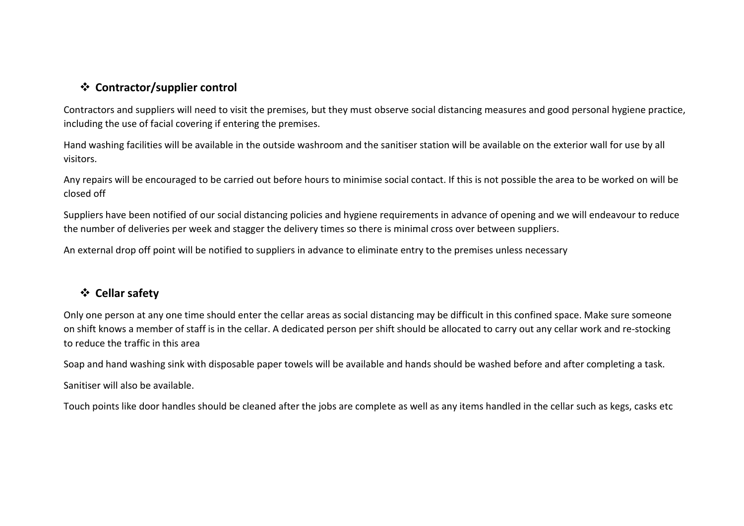## ❖ Contractor/supplier control

Contractors and suppliers will need to visit the premises, but they must observe social distancing measures and good personal hygiene practice, including the use of facial covering if entering the premises.

Hand washing facilities will be available in the outside washroom and the sanitiser station will be available on the exterior wall for use by all visitors.

Any repairs will be encouraged to be carried out before hours to minimise social contact. If this is not possible the area to be worked on will be closed off

Suppliers have been notified of our social distancing policies and hygiene requirements in advance of opening and we will endeavour to reduce the number of deliveries per week and stagger the delivery times so there is minimal cross over between suppliers.

An external drop off point will be notified to suppliers in advance to eliminate entry to the premises unless necessary

## ❖ Cellar safety

Only one person at any one time should enter the cellar areas as social distancing may be difficult in this confined space. Make sure someone on shift knows a member of staff is in the cellar. A dedicated person per shift should be allocated to carry out any cellar work and re-stocking to reduce the traffic in this area

Soap and hand washing sink with disposable paper towels will be available and hands should be washed before and after completing a task.

Sanitiser will also be available.

Touch points like door handles should be cleaned after the jobs are complete as well as any items handled in the cellar such as kegs, casks etc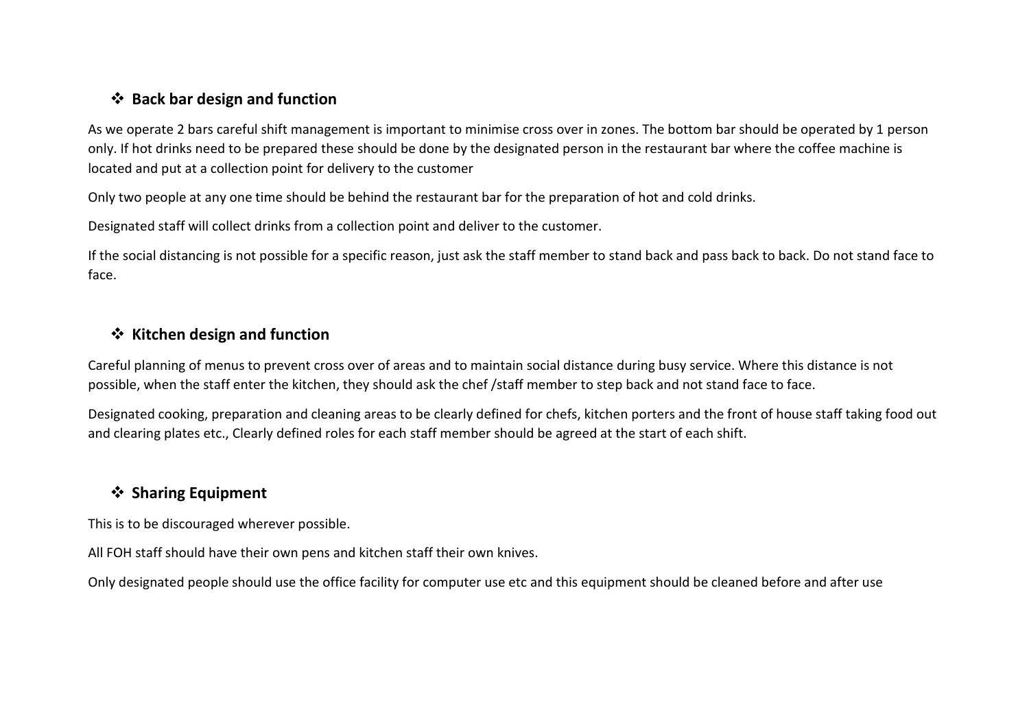## ❖ Back bar design and function

As we operate 2 bars careful shift management is important to minimise cross over in zones. The bottom bar should be operated by 1 person only. If hot drinks need to be prepared these should be done by the designated person in the restaurant bar where the coffee machine is located and put at a collection point for delivery to the customer

Only two people at any one time should be behind the restaurant bar for the preparation of hot and cold drinks.

Designated staff will collect drinks from a collection point and deliver to the customer.

If the social distancing is not possible for a specific reason, just ask the staff member to stand back and pass back to back. Do not stand face to face.

## ❖ Kitchen design and function

Careful planning of menus to prevent cross over of areas and to maintain social distance during busy service. Where this distance is not possible, when the staff enter the kitchen, they should ask the chef /staff member to step back and not stand face to face.

Designated cooking, preparation and cleaning areas to be clearly defined for chefs, kitchen porters and the front of house staff taking food out and clearing plates etc., Clearly defined roles for each staff member should be agreed at the start of each shift.

## ❖ Sharing Equipment

This is to be discouraged wherever possible.

All FOH staff should have their own pens and kitchen staff their own knives.

Only designated people should use the office facility for computer use etc and this equipment should be cleaned before and after use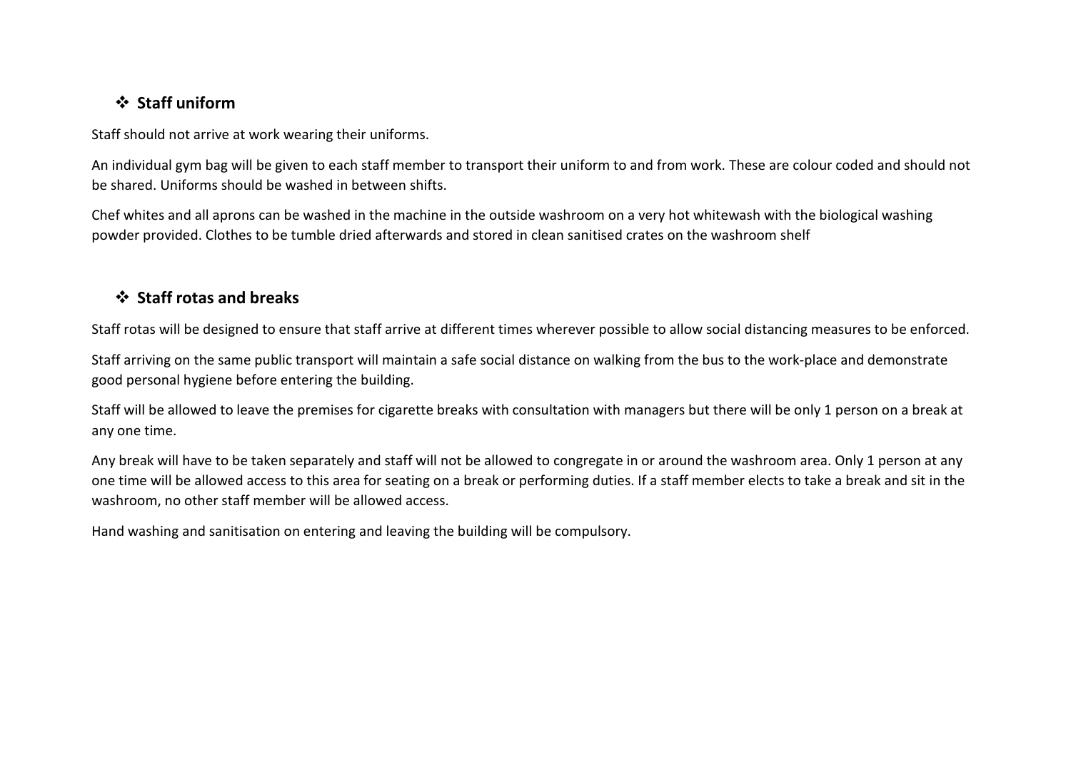## ❖ Staff uniform

Staff should not arrive at work wearing their uniforms.

An individual gym bag will be given to each staff member to transport their uniform to and from work. These are colour coded and should not be shared. Uniforms should be washed in between shifts.

Chef whites and all aprons can be washed in the machine in the outside washroom on a very hot whitewash with the biological washing powder provided. Clothes to be tumble dried afterwards and stored in clean sanitised crates on the washroom shelf

## ❖ Staff rotas and breaks

Staff rotas will be designed to ensure that staff arrive at different times wherever possible to allow social distancing measures to be enforced.

Staff arriving on the same public transport will maintain a safe social distance on walking from the bus to the work-place and demonstrate good personal hygiene before entering the building.

Staff will be allowed to leave the premises for cigarette breaks with consultation with managers but there will be only 1 person on a break at any one time.

Any break will have to be taken separately and staff will not be allowed to congregate in or around the washroom area. Only 1 person at any one time will be allowed access to this area for seating on a break or performing duties. If a staff member elects to take a break and sit in the washroom, no other staff member will be allowed access.

Hand washing and sanitisation on entering and leaving the building will be compulsory.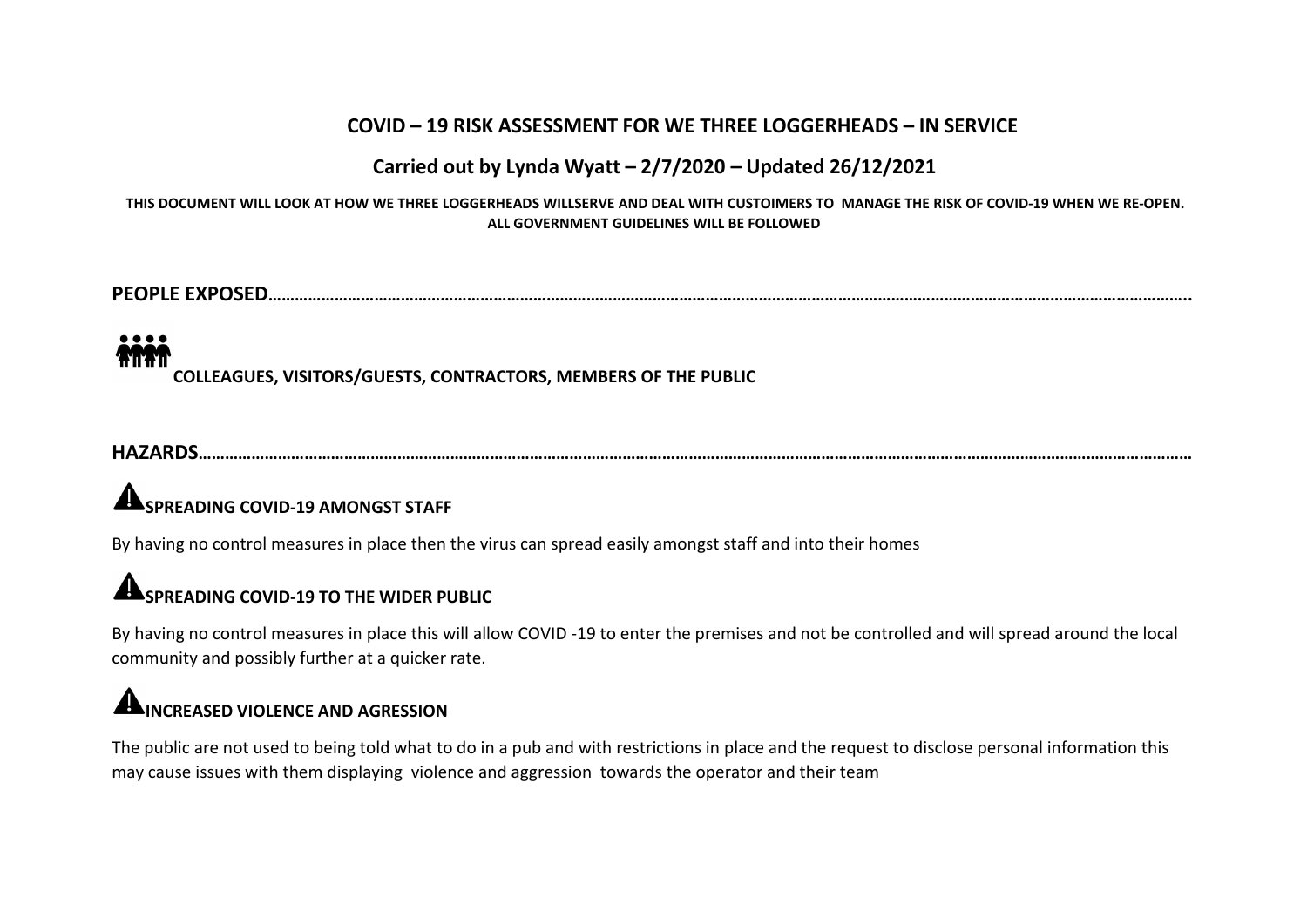## COVID – 19 RISK ASSESSMENT FOR WE THREE LOGGERHEADS – IN SERVICE

### Carried out by Lynda Wyatt – 2/7/2020 – Updated 26/12/2021

**THIS DOCUMENT WILL LOOK AT HOW WE THREE LOGGERHEADS WILLSERVE AND DEAL WITH CUSTOIMERS TO MANAGE THE RISK OF COVID-19 WHEN WE RE-OPEN. ALL GOVERNMENT GUIDELINES WILL BE FOLLOWED**

**PEOPLE EXPOSED……………………………………………………………………………………………………………………………………………………………………………..**

**COLLEAGUES, VISITORS/GUESTS, CONTRACTORS, MEMBERS OF THE PUBLIC**

**HAZARDS……………………………………………………………………………………………………………………………………………………………………………………**

**SPREADING COVID-19 AMONGST STAFF**

By having no control measures in place then the virus can spread easily amongst staff and into their homes

**SPREADING COVID-19 TO THE WIDER PUBLIC**

By having no control measures in place this will allow COVID -19 to enter the premises and not be controlled and will spread around the local community and possibly further at a quicker rate.

**INCREASED VIOLENCE AND AGRESSION**

The public are not used to being told what to do in a pub and with restrictions in place and the request to disclose personal information this may cause issues with them displaying violence and aggression towards the operator and their team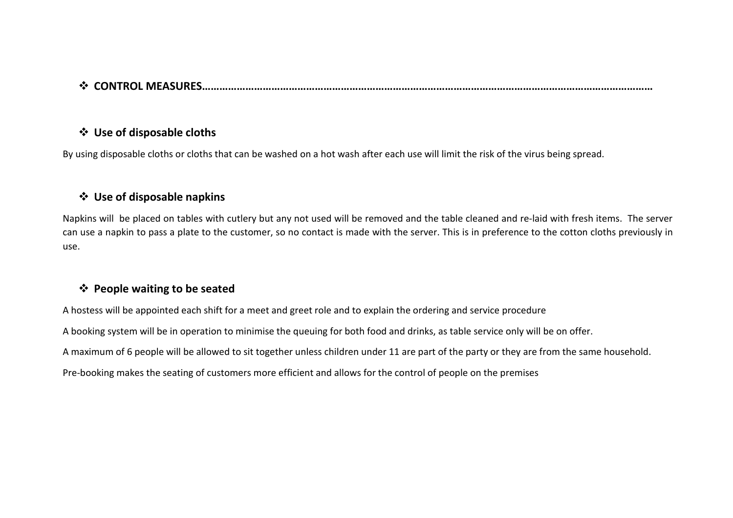## ❖ CONTROL MEASURES…………………………………………………………………………………………………………………………………

### ❖ Use of disposable cloths

By using disposable cloths or cloths that can be washed on a hot wash after each use will limit the risk of the virus being spread.

### ❖ Use of disposable napkins

Napkins will be placed on tables with cutlery but any not used will be removed and the table cleaned and re-laid with fresh items. The server can use a napkin to pass a plate to the customer, so no contact is made with the server. This is in preference to the cotton cloths previously in use.

### ❖ People waiting to be seated

A hostess will be appointed each shift for a meet and greet role and to explain the ordering and service procedure

A booking system will be in operation to minimise the queuing for both food and drinks, as table service only will be on offer.

A maximum of 6 people will be allowed to sit together unless children under 11 are part of the party or they are from the same household.

Pre-booking makes the seating of customers more efficient and allows for the control of people on the premises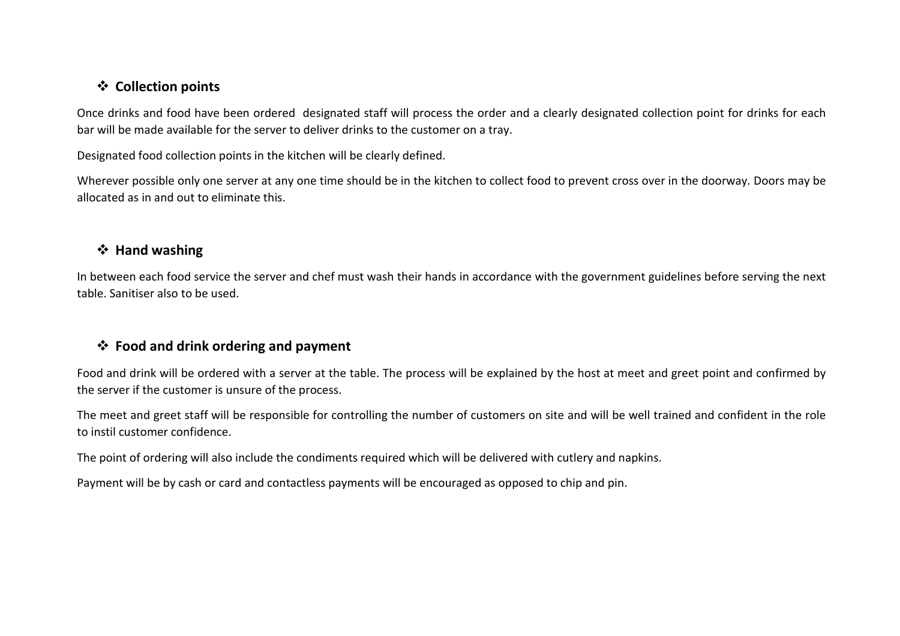- **Collection points**

Once drinks and food have been ordered designated staff will process the order and a clearly designated collection point for drinks for each bar will be made available for the server to deliver drinks to the customer on a tray.

Designated food collection points in the kitchen will be clearly defined.

Wherever possible only one server at any one time should be in the kitchen to collect food to prevent cross over in the doorway. Doors may be allocated as in and out to eliminate this.

- **Hand washing**

In between each food service the server and chef must wash their hands in accordance with the government guidelines before serving the next table. Sanitiser also to be used.

- **Food and drink ordering and payment**

Food and drink will be ordered with a server at the table. The process will be explained by the host at meet and greet point and confirmed by the server if the customer is unsure of the process.

The meet and greet staff will be responsible for controlling the number of customers on site and will be well trained and confident in the role to instil customer confidence.

The point of ordering will also include the condiments required which will be delivered with cutlery and napkins.

Payment will be by cash or card and contactless payments will be encouraged as opposed to chip and pin.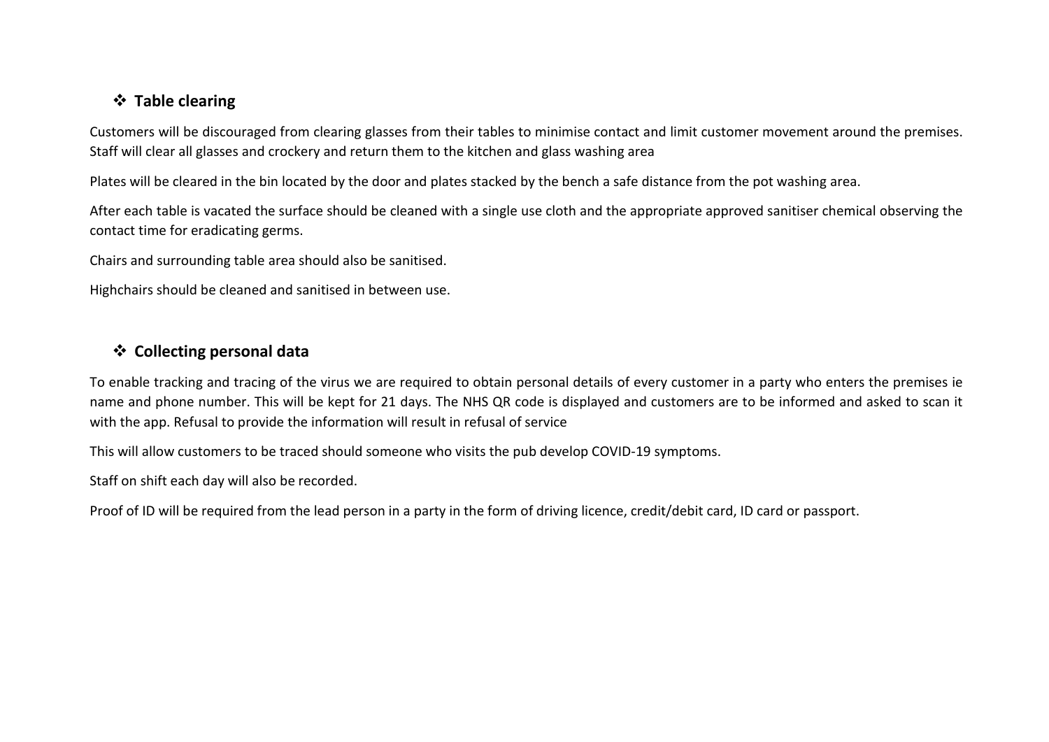## ❖ Table clearing

Customers will be discouraged from clearing glasses from their tables to minimise contact and limit customer movement around the premises. Staff will clear all glasses and crockery and return them to the kitchen and glass washing area

Plates will be cleared in the bin located by the door and plates stacked by the bench a safe distance from the pot washing area.

After each table is vacated the surface should be cleaned with a single use cloth and the appropriate approved sanitiser chemical observing the contact time for eradicating germs.

Chairs and surrounding table area should also be sanitised.

Highchairs should be cleaned and sanitised in between use.

## ❖ Collecting personal data

To enable tracking and tracing of the virus we are required to obtain personal details of every customer in a party who enters the premises ie name and phone number. This will be kept for 21 days. The NHS QR code is displayed and customers are to be informed and asked to scan it with the app. Refusal to provide the information will result in refusal of service

This will allow customers to be traced should someone who visits the pub develop COVID-19 symptoms.

Staff on shift each day will also be recorded.

Proof of ID will be required from the lead person in a party in the form of driving licence, credit/debit card, ID card or passport.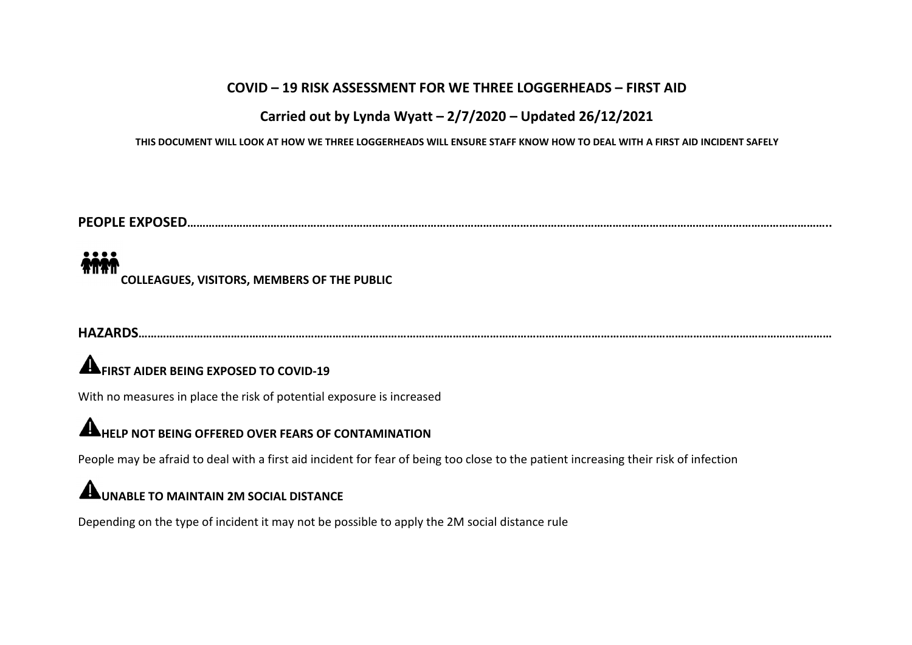# COVID – 19 RISK ASSESSMENT FOR WE THREE LOGGERHEADS – FIRST AID

## Carried out by Lynda Wyatt – 2/7/2020 – Updated 26/12/2021

**THIS DOCUMENT WILL LOOK AT HOW WE THREE LOGGERHEADS WILL ENSURE STAFF KNOW HOW TO DEAL WITH A FIRST AID INCIDENT SAFELY**

**PEOPLE EXPOSED………………………………………………………………………………………………………………………………………………………………………………..**

**COLLEAGUES, VISITORS, MEMBERS OF THE PUBLIC**

**HAZARDS………………………………………………………………………………………………………………………………………………………………………………………………**

**FIRST AIDER BEING EXPOSED TO COVID-19**

With no measures in place the risk of potential exposure is increased

**HELP NOT BEING OFFERED OVER FEARS OF CONTAMINATION**

People may be afraid to deal with a first aid incident for fear of being too close to the patient increasing their risk of infection

**UNABLE TO MAINTAIN 2M SOCIAL DISTANCE**

Depending on the type of incident it may not be possible to apply the 2M social distance rule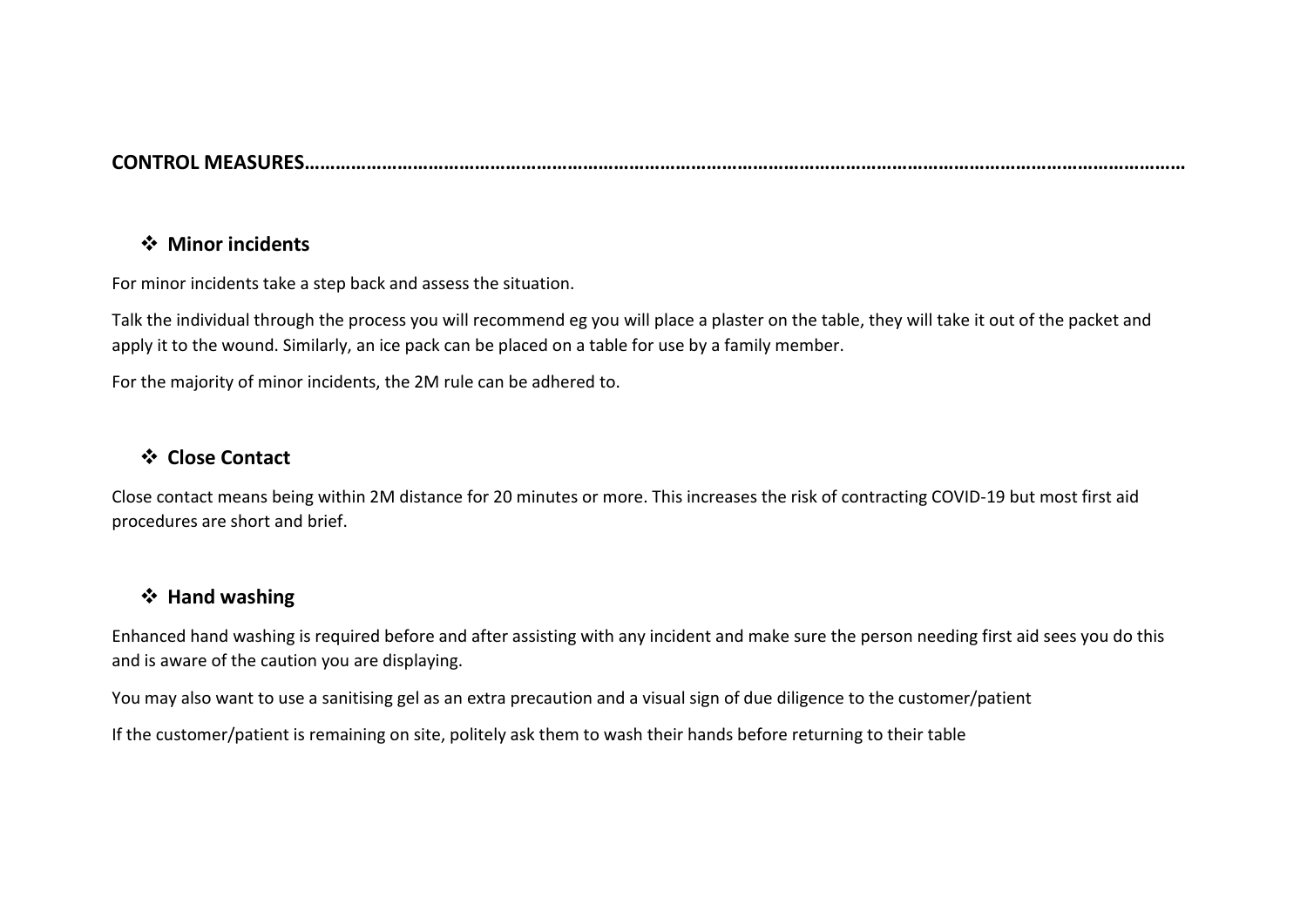**CONTROL MEASURES……………………………………………………………………………………………………………………………………………**

- **Minor incidents**

For minor incidents take a step back and assess the situation.

Talk the individual through the process you will recommend eg you will place a plaster on the table, they will take it out of the packet and apply it to the wound. Similarly, an ice pack can be placed on a table for use by a family member.

For the majority of minor incidents, the 2M rule can be adhered to.

- **Close Contact**

Close contact means being within 2M distance for 20 minutes or more. This increases the risk of contracting COVID-19 but most first aid procedures are short and brief.

- **Hand washing**

Enhanced hand washing is required before and after assisting with any incident and make sure the person needing first aid sees you do this and is aware of the caution you are displaying.

You may also want to use a sanitising gel as an extra precaution and a visual sign of due diligence to the customer/patient

If the customer/patient is remaining on site, politely ask them to wash their hands before returning to their table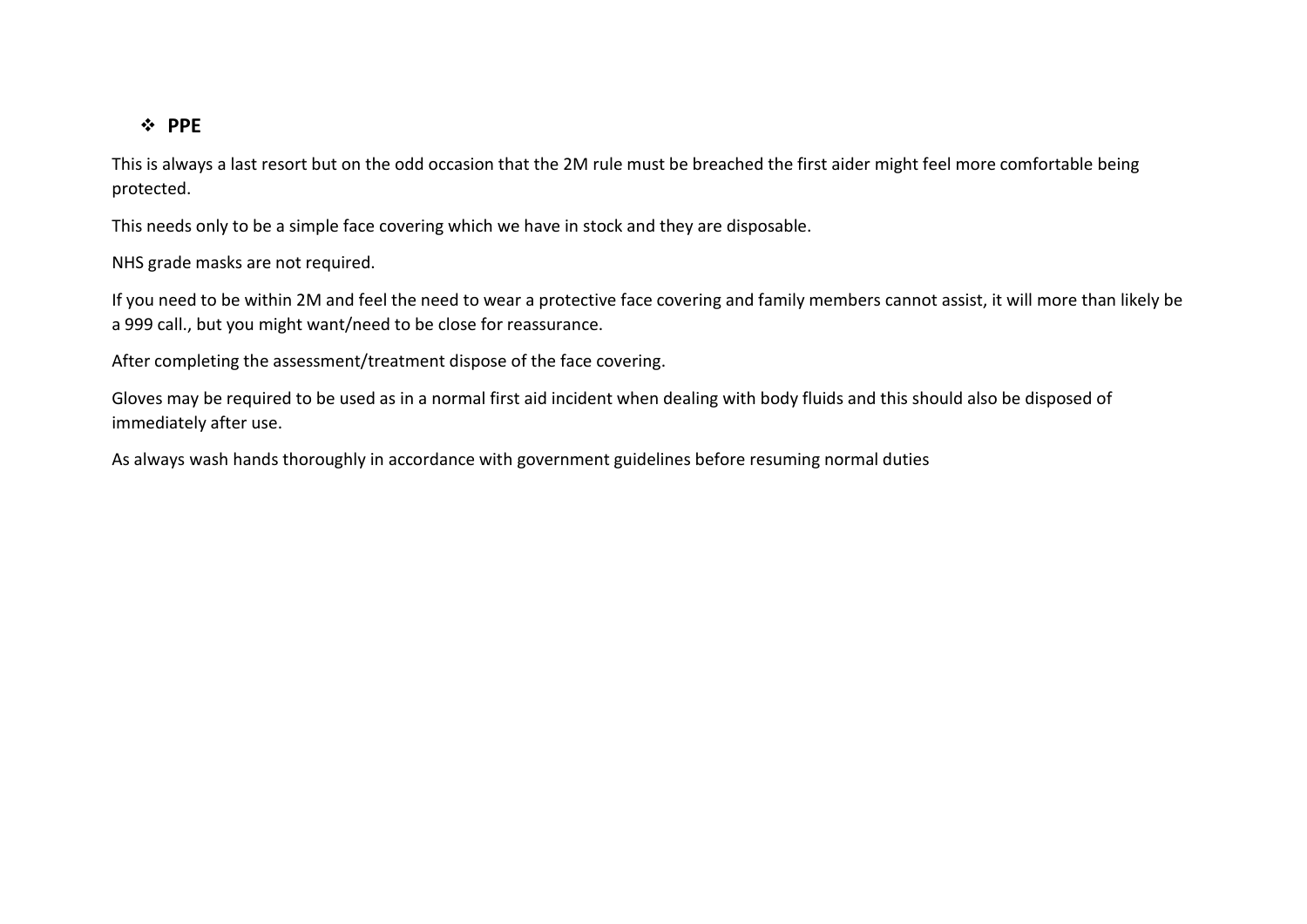- **PPE**

This is always a last resort but on the odd occasion that the 2M rule must be breached the first aider might feel more comfortable being protected.

This needs only to be a simple face covering which we have in stock and they are disposable.

NHS grade masks are not required.

If you need to be within 2M and feel the need to wear a protective face covering and family members cannot assist, it will more than likely be a 999 call., but you might want/need to be close for reassurance.

After completing the assessment/treatment dispose of the face covering.

Gloves may be required to be used as in a normal first aid incident when dealing with body fluids and this should also be disposed of immediately after use.

As always wash hands thoroughly in accordance with government guidelines before resuming normal duties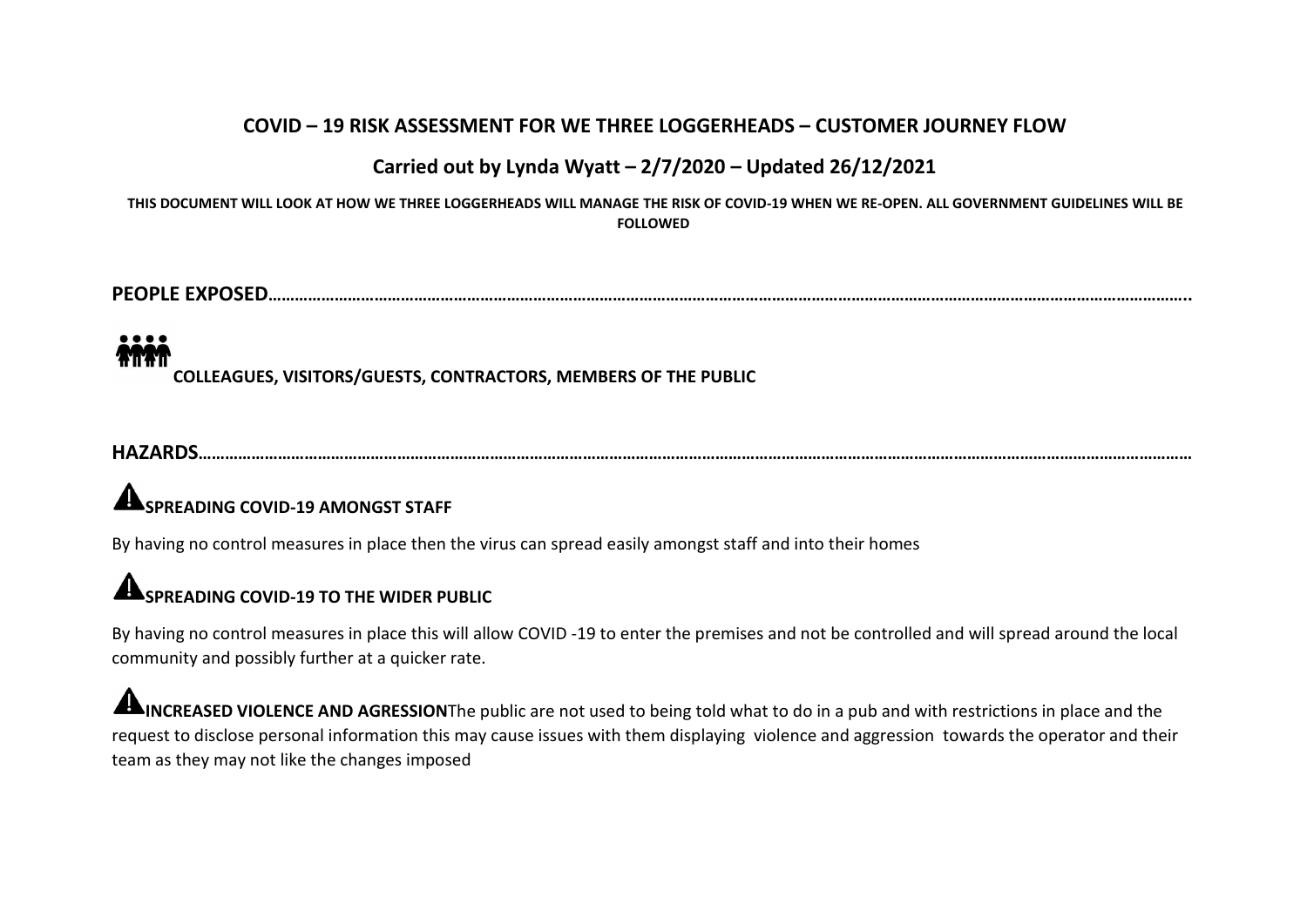## COVID – 19 RISK ASSESSMENT FOR WE THREE LOGGERHEADS – CUSTOMER JOURNEY FLOW

### Carried out by Lynda Wyatt – 2/7/2020 – Updated 26/12/2021

**THIS DOCUMENT WILL LOOK AT HOW WE THREE LOGGERHEADS WILL MANAGE THE RISK OF COVID-19 WHEN WE RE-OPEN. ALL GOVERNMENT GUIDELINES WILL BE FOLLOWED**

**PEOPLE EXPOSED………………………………………………………………………………………………………………………………………………………………………..**

**COLLEAGUES, VISITORS/GUESTS, CONTRACTORS, MEMBERS OF THE PUBLIC**

**HAZARDS………………………………………………………………………………………………………………………………………………………………………………**

**SPREADING COVID-19 AMONGST STAFF**

By having no control measures in place then the virus can spread easily amongst staff and into their homes

**SPREADING COVID-19 TO THE WIDER PUBLIC**

By having no control measures in place this will allow COVID -19 to enter the premises and not be controlled and will spread around the local community and possibly further at a quicker rate.

**INCREASED VIOLENCE AND AGRESSION**The public are not used to being told what to do in a pub and with restrictions in place and the request to disclose personal information this may cause issues with them displaying violence and aggression towards the operator and their team as they may not like the changes imposed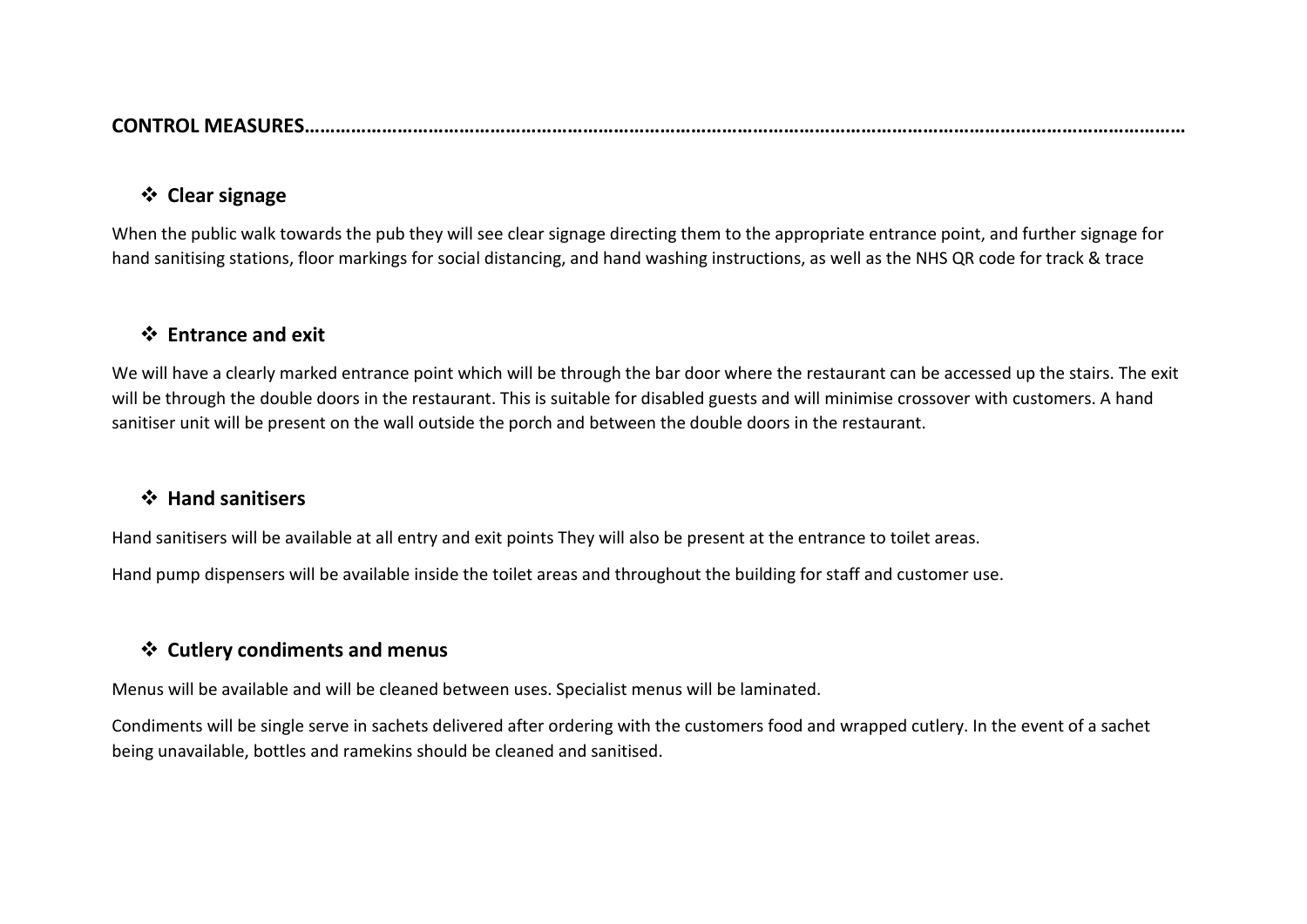**CONTROL MEASURES……………………………………………………………………………………………………………………………………………………**

- ❖ **Clear signage**

When the public walk towards the pub they will see clear signage directing them to the appropriate entrance point, and further signage for hand sanitising stations, floor markings for social distancing, and hand washing instructions, as well as the NHS QR code for track & trace

- ❖ **Entrance and exit**

We will have a clearly marked entrance point which will be through the bar door where the restaurant can be accessed up the stairs. The exit will be through the double doors in the restaurant. This is suitable for disabled guests and will minimise crossover with customers. A hand sanitiser unit will be present on the wall outside the porch and between the double doors in the restaurant.

- ❖ **Hand sanitisers**

Hand sanitisers will be available at all entry and exit points They will also be present at the entrance to toilet areas.

Hand pump dispensers will be available inside the toilet areas and throughout the building for staff and customer use.

- ❖ **Cutlery condiments and menus**

Menus will be available and will be cleaned between uses. Specialist menus will be laminated.

Condiments will be single serve in sachets delivered after ordering with the customers food and wrapped cutlery. In the event of a sachet being unavailable, bottles and ramekins should be cleaned and sanitised.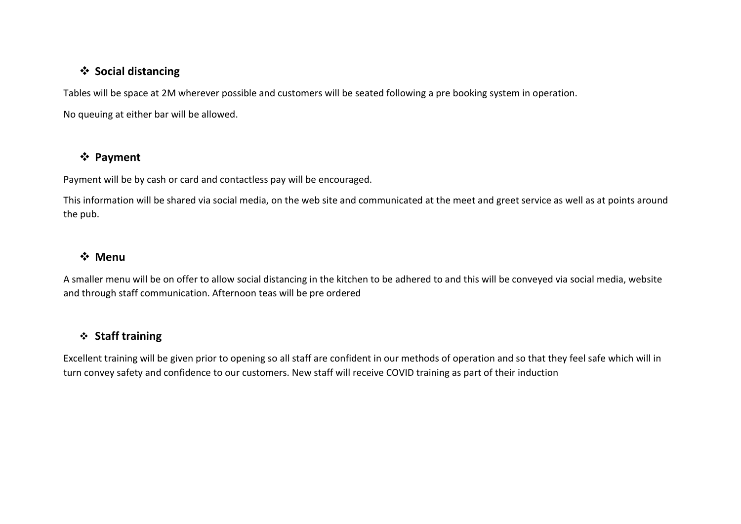- **Social distancing**

Tables will be space at 2M wherever possible and customers will be seated following a pre booking system in operation.

No queuing at either bar will be allowed.

- **Payment**

Payment will be by cash or card and contactless pay will be encouraged.

This information will be shared via social media, on the web site and communicated at the meet and greet service as well as at points around the pub.

- **Menu**

A smaller menu will be on offer to allow social distancing in the kitchen to be adhered to and this will be conveyed via social media, website and through staff communication. Afternoon teas will be pre ordered

- **Staff training**

Excellent training will be given prior to opening so all staff are confident in our methods of operation and so that they feel safe which will in turn convey safety and confidence to our customers. New staff will receive COVID training as part of their induction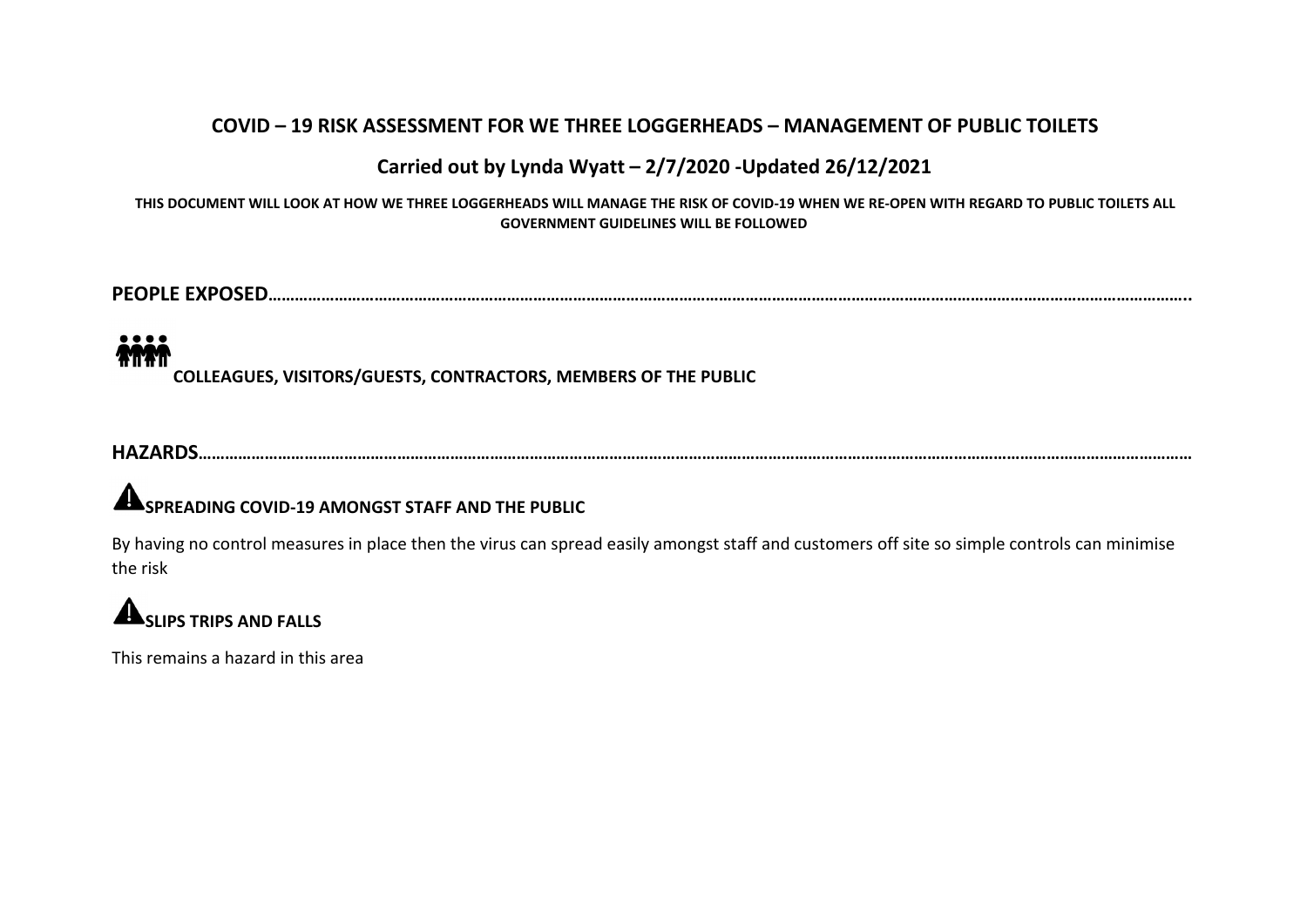## COVID – 19 RISK ASSESSMENT FOR WE THREE LOGGERHEADS – MANAGEMENT OF PUBLIC TOILETS

### Carried out by Lynda Wyatt – 2/7/2020 -Updated 26/12/2021

**THIS DOCUMENT WILL LOOK AT HOW WE THREE LOGGERHEADS WILL MANAGE THE RISK OF COVID-19 WHEN WE RE-OPEN WITH REGARD TO PUBLIC TOILETS ALL GOVERNMENT GUIDELINES WILL BE FOLLOWED**

**PEOPLE EXPOSED……………………………………………………………………………………………………………………………………………………………………………..**

**COLLEAGUES, VISITORS/GUESTS, CONTRACTORS, MEMBERS OF THE PUBLIC**

**HAZARDS……………………………………………………………………………………………………………………………………………………………………………………**

**SPREADING COVID-19 AMONGST STAFF AND THE PUBLIC**

By having no control measures in place then the virus can spread easily amongst staff and customers off site so simple controls can minimise the risk

**SLIPS TRIPS AND FALLS**

This remains a hazard in this area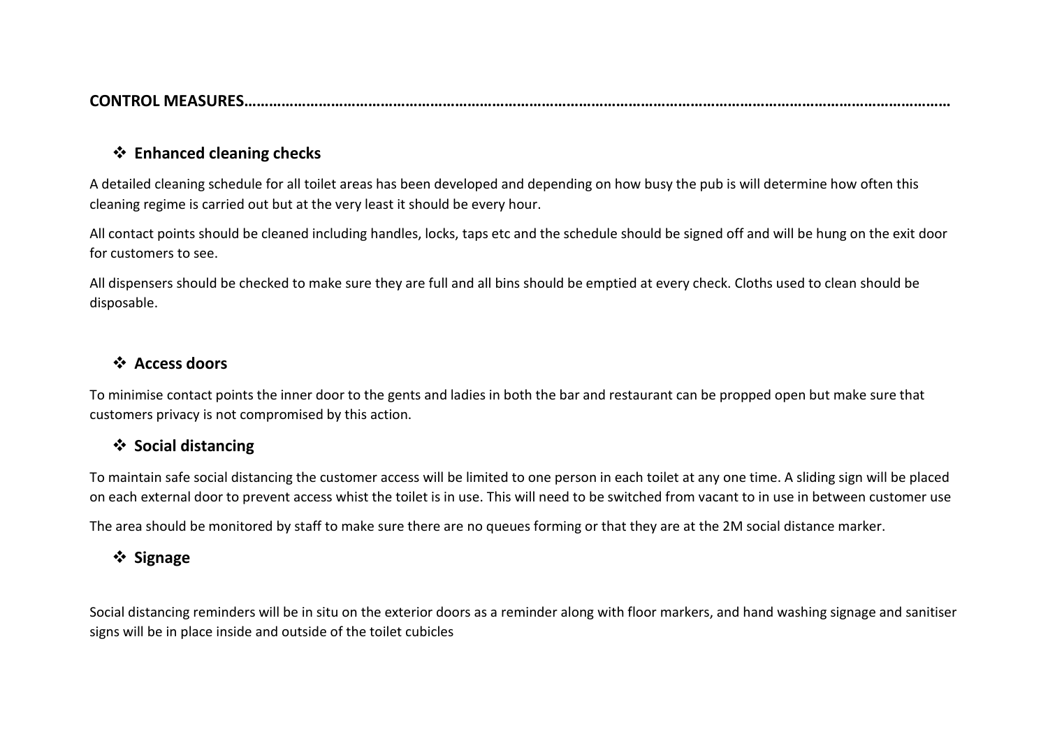**CONTROL MEASURES…………………………………………………………………………………………………………………………………………………**

- **Enhanced cleaning checks**

A detailed cleaning schedule for all toilet areas has been developed and depending on how busy the pub is will determine how often this cleaning regime is carried out but at the very least it should be every hour.

All contact points should be cleaned including handles, locks, taps etc and the schedule should be signed off and will be hung on the exit door for customers to see.

All dispensers should be checked to make sure they are full and all bins should be emptied at every check. Cloths used to clean should be disposable.

- **Access doors**

To minimise contact points the inner door to the gents and ladies in both the bar and restaurant can be propped open but make sure that customers privacy is not compromised by this action.

- **Social distancing**

To maintain safe social distancing the customer access will be limited to one person in each toilet at any one time. A sliding sign will be placed on each external door to prevent access whist the toilet is in use. This will need to be switched from vacant to in use in between customer use

The area should be monitored by staff to make sure there are no queues forming or that they are at the 2M social distance marker.

- **Signage**

Social distancing reminders will be in situ on the exterior doors as a reminder along with floor markers, and hand washing signage and sanitiser signs will be in place inside and outside of the toilet cubicles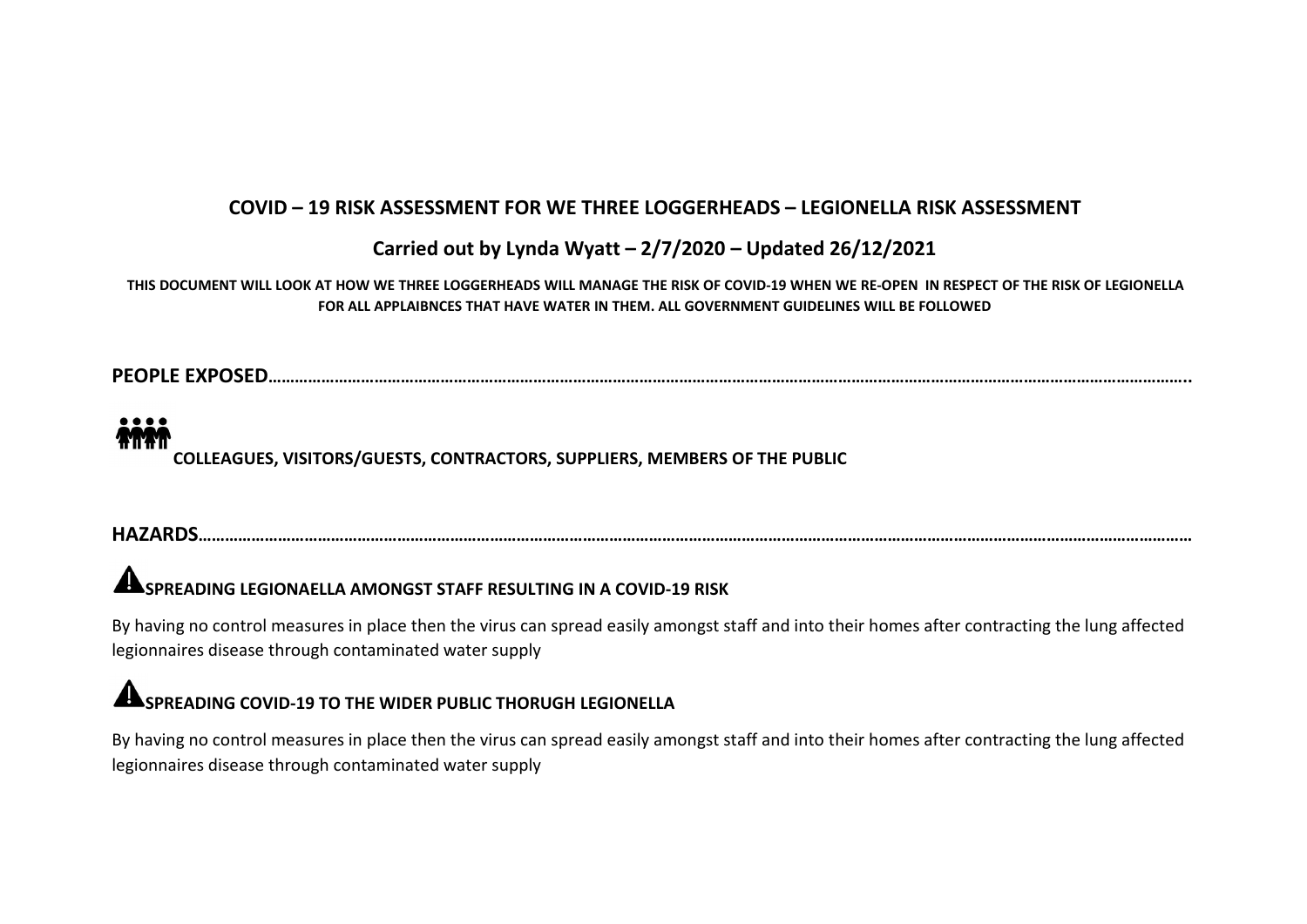# COVID – 19 RISK ASSESSMENT FOR WE THREE LOGGERHEADS – LEGIONELLA RISK ASSESSMENT

## Carried out by Lynda Wyatt – 2/7/2020 – Updated 26/12/2021

**THIS DOCUMENT WILL LOOK AT HOW WE THREE LOGGERHEADS WILL MANAGE THE RISK OF COVID-19 WHEN WE RE-OPEN IN RESPECT OF THE RISK OF LEGIONELLA FOR ALL APPLAIBNCES THAT HAVE WATER IN THEM. ALL GOVERNMENT GUIDELINES WILL BE FOLLOWED**

**PEOPLE EXPOSED………………………………………………………………………………………………………………………………………………………………………………..**

**COLLEAGUES, VISITORS/GUESTS, CONTRACTORS, SUPPLIERS, MEMBERS OF THE PUBLIC**

**HAZARDS……………………………………………………………………………………………………………………………………………………………………………………**

**SPREADING LEGIONAELLA AMONGST STAFF RESULTING IN A COVID-19 RISK**

By having no control measures in place then the virus can spread easily amongst staff and into their homes after contracting the lung affected legionnaires disease through contaminated water supply

**SPREADING COVID-19 TO THE WIDER PUBLIC THORUGH LEGIONELLA**

By having no control measures in place then the virus can spread easily amongst staff and into their homes after contracting the lung affected legionnaires disease through contaminated water supply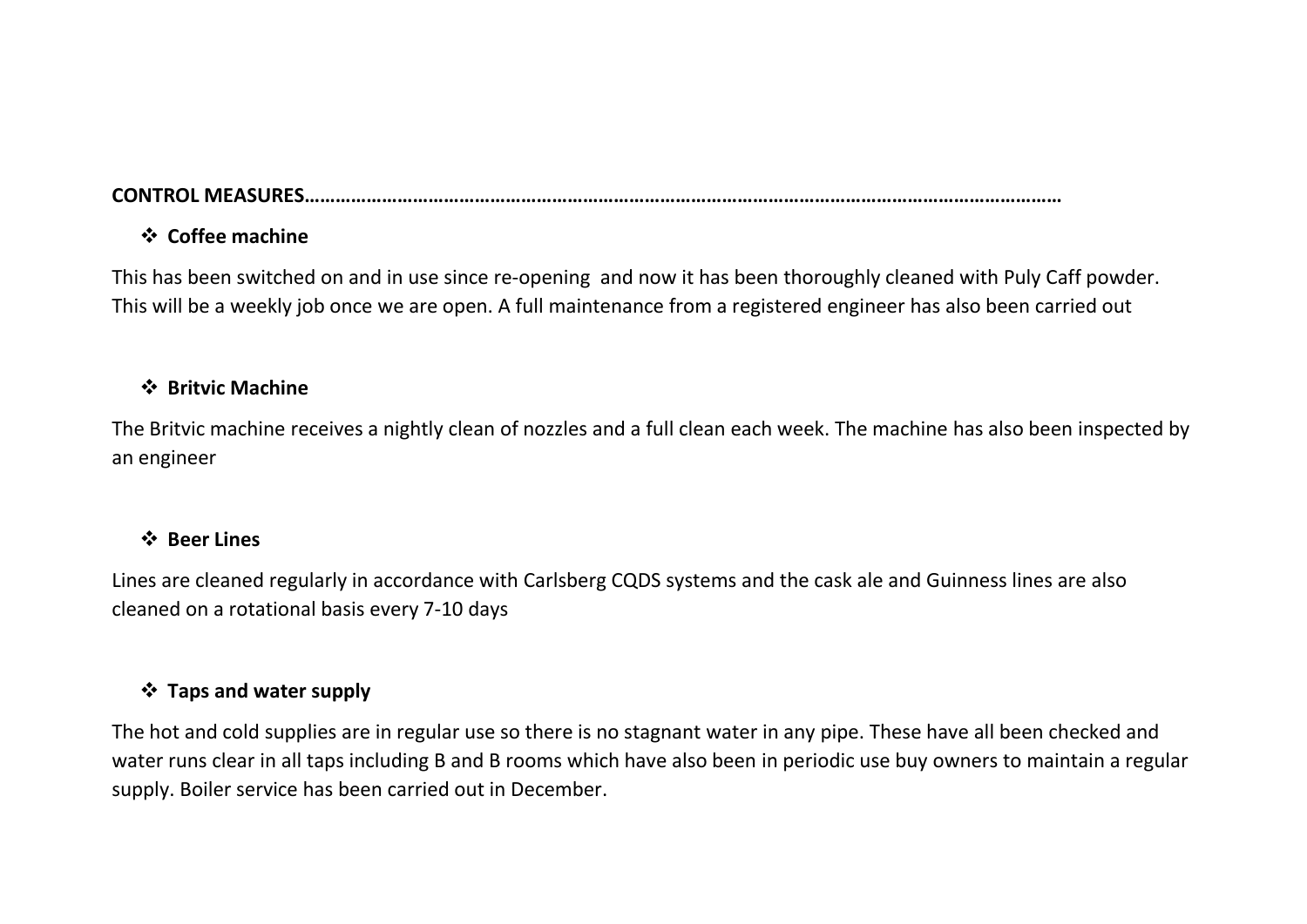**CONTROL MEASURES……………………………………………………………………………………………………………………………**

- **Coffee machine**

This has been switched on and in use since re-opening and now it has been thoroughly cleaned with Puly Caff powder. This will be a weekly job once we are open. A full maintenance from a registered engineer has also been carried out

- **Britvic Machine**

The Britvic machine receives a nightly clean of nozzles and a full clean each week. The machine has also been inspected by an engineer

- **Beer Lines**

Lines are cleaned regularly in accordance with Carlsberg CQDS systems and the cask ale and Guinness lines are also cleaned on a rotational basis every 7-10 days

- **Taps and water supply**

The hot and cold supplies are in regular use so there is no stagnant water in any pipe. These have all been checked and water runs clear in all taps including B and B rooms which have also been in periodic use buy owners to maintain a regular supply. Boiler service has been carried out in December.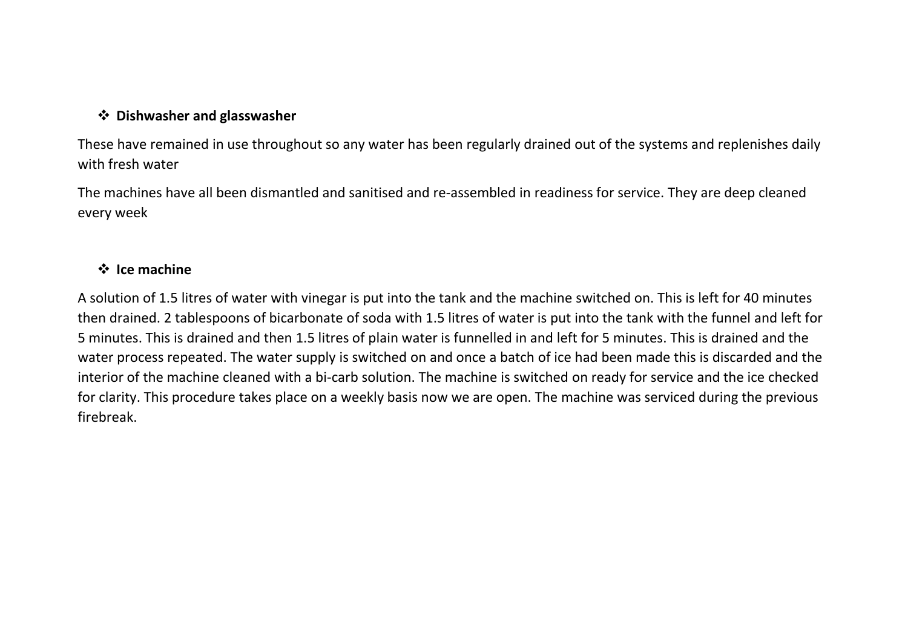- **Dishwasher and glasswasher**

These have remained in use throughout so any water has been regularly drained out of the systems and replenishes daily with fresh water

The machines have all been dismantled and sanitised and re-assembled in readiness for service. They are deep cleaned every week

- **Ice machine**

A solution of 1.5 litres of water with vinegar is put into the tank and the machine switched on. This is left for 40 minutes then drained. 2 tablespoons of bicarbonate of soda with 1.5 litres of water is put into the tank with the funnel and left for 5 minutes. This is drained and then 1.5 litres of plain water is funnelled in and left for 5 minutes. This is drained and the water process repeated. The water supply is switched on and once a batch of ice had been made this is discarded and the interior of the machine cleaned with a bi-carb solution. The machine is switched on ready for service and the ice checked for clarity. This procedure takes place on a weekly basis now we are open. The machine was serviced during the previous firebreak.